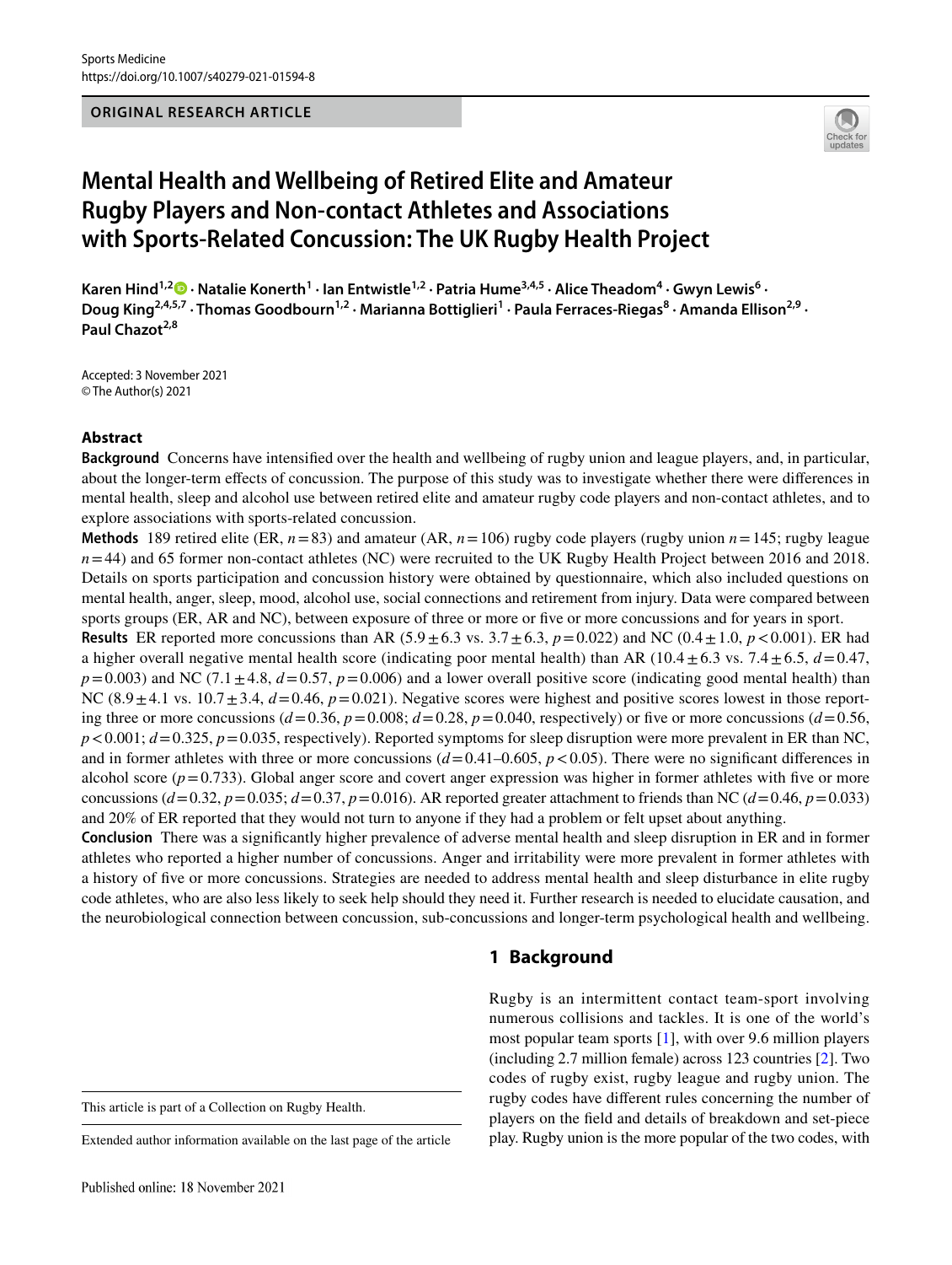ORIGINAL RESEARCH ARTICLE

# Mental Health and Wellbeing of Retired Elite and Amateur Rugby Players and Non-contact Athletes and Associations with Sports-Related Concussion: The UK Rugby Health Project

Karen Hind[1,2] · Natalie Konerth[1] · Ian Entwistle[1,2] · Patria Hume[3,4,5] · Alice Theadom[4] · Gwyn Lewis[6] · Doug King[2,4,5,7] · Thomas Goodbourn[1,2] · Marianna Bottiglieri[1] · Paula Ferraces-Riegas[8] · Amanda Ellison[2,9] · Paul Chazot[2,8]

Accepted: 3 November 2021
© The Author(s) 2021

## Abstract

**Background** Concerns have intensified over the health and wellbeing of rugby union and league players, and, in particular, about the longer-term effects of concussion. The purpose of this study was to investigate whether there were differences in mental health, sleep and alcohol use between retired elite and amateur rugby code players and non-contact athletes, and to explore associations with sports-related concussion.

**Methods** 189 retired elite (ER, $n = 83$) and amateur (AR, $n = 106$) rugby code players (rugby union $n = 145$; rugby league $n = 44$) and 65 former non-contact athletes (NC) were recruited to the UK Rugby Health Project between 2016 and 2018. Details on sports participation and concussion history were obtained by questionnaire, which also included questions on mental health, anger, sleep, mood, alcohol use, social connections and retirement from injury. Data were compared between sports groups (ER, AR and NC), between exposure of three or more or five or more concussions and for years in sport.

**Results** ER reported more concussions than AR ($5.9 \pm 6.3$ vs. $3.7 \pm 6.3$, $p = 0.022$) and NC ($0.4 \pm 1.0$, $p < 0.001$). ER had a higher overall negative mental health score (indicating poor mental health) than AR ($10.4 \pm 6.3$ vs. $7.4 \pm 6.5$, $d = 0.47$, $p = 0.003$) and NC ($7.1 \pm 4.8$, $d = 0.57$, $p = 0.006$) and a lower overall positive score (indicating good mental health) than NC ($8.9 \pm 4.1$ vs. $10.7 \pm 3.4$, $d = 0.46$, $p = 0.021$). Negative scores were highest and positive scores lowest in those reporting three or more concussions ($d = 0.36$, $p = 0.008$; $d = 0.28$, $p = 0.040$, respectively) or five or more concussions ($d = 0.56$, $p < 0.001$; $d = 0.325$, $p = 0.035$, respectively). Reported symptoms for sleep disruption were more prevalent in ER than NC, and in former athletes with three or more concussions ($d = 0.41$–$0.605$, $p < 0.05$). There were no significant differences in alcohol score ($p = 0.733$). Global anger score and covert anger expression was higher in former athletes with five or more concussions ($d = 0.32$, $p = 0.035$; $d = 0.37$, $p = 0.016$). AR reported greater attachment to friends than NC ($d = 0.46$, $p = 0.033$) and 20% of ER reported that they would not turn to anyone if they had a problem or felt upset about anything.

**Conclusion** There was a significantly higher prevalence of adverse mental health and sleep disruption in ER and in former athletes who reported a higher number of concussions. Anger and irritability were more prevalent in former athletes with a history of five or more concussions. Strategies are needed to address mental health and sleep disturbance in elite rugby code athletes, who are also less likely to seek help should they need it. Further research is needed to elucidate causation, and the neurobiological connection between concussion, sub-concussions and longer-term psychological health and wellbeing.

This article is part of a Collection on Rugby Health.

Extended author information available on the last page of the article

## 1 Background

Rugby is an intermittent contact team-sport involving numerous collisions and tackles. It is one of the world's most popular team sports [1], with over 9.6 million players (including 2.7 million female) across 123 countries [2]. Two codes of rugby exist, rugby league and rugby union. The rugby codes have different rules concerning the number of players on the field and details of breakdown and set-piece play. Rugby union is the more popular of the two codes, with

Published online: 18 November 2021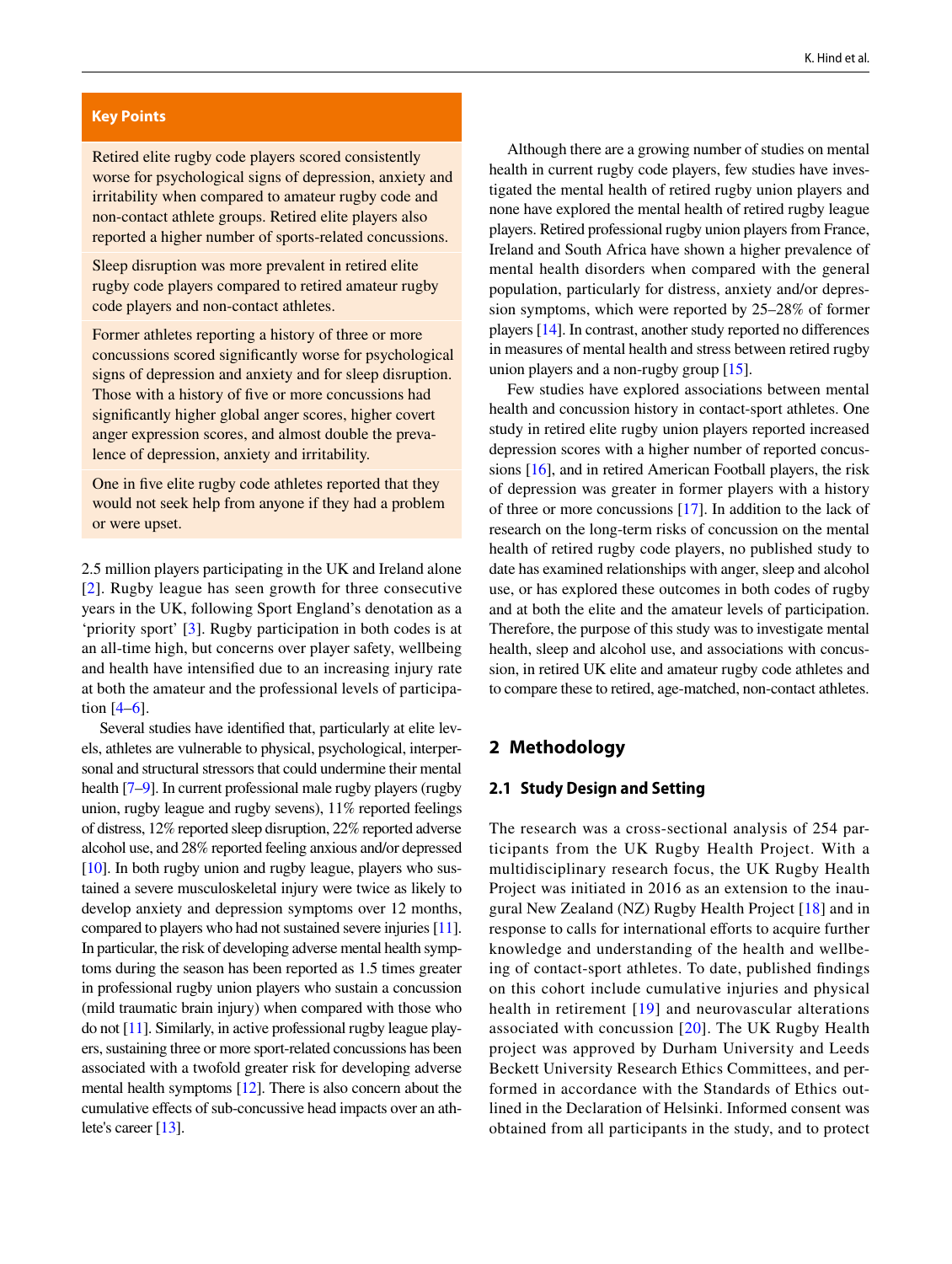**Key Points**

Retired elite rugby code players scored consistently worse for psychological signs of depression, anxiety and irritability when compared to amateur rugby code and non-contact athlete groups. Retired elite players also reported a higher number of sports-related concussions.

Sleep disruption was more prevalent in retired elite rugby code players compared to retired amateur rugby code players and non-contact athletes.

Former athletes reporting a history of three or more concussions scored significantly worse for psychological signs of depression and anxiety and for sleep disruption. Those with a history of five or more concussions had significantly higher global anger scores, higher covert anger expression scores, and almost double the prevalence of depression, anxiety and irritability.

One in five elite rugby code athletes reported that they would not seek help from anyone if they had a problem or were upset.

2.5 million players participating in the UK and Ireland alone [2]. Rugby league has seen growth for three consecutive years in the UK, following Sport England's denotation as a 'priority sport' [3]. Rugby participation in both codes is at an all-time high, but concerns over player safety, wellbeing and health have intensified due to an increasing injury rate at both the amateur and the professional levels of participation [4–6].

Several studies have identified that, particularly at elite levels, athletes are vulnerable to physical, psychological, interpersonal and structural stressors that could undermine their mental health [7–9]. In current professional male rugby players (rugby union, rugby league and rugby sevens), 11% reported feelings of distress, 12% reported sleep disruption, 22% reported adverse alcohol use, and 28% reported feeling anxious and/or depressed [10]. In both rugby union and rugby league, players who sustained a severe musculoskeletal injury were twice as likely to develop anxiety and depression symptoms over 12 months, compared to players who had not sustained severe injuries [11]. In particular, the risk of developing adverse mental health symptoms during the season has been reported as 1.5 times greater in professional rugby union players who sustain a concussion (mild traumatic brain injury) when compared with those who do not [11]. Similarly, in active professional rugby league players, sustaining three or more sport-related concussions has been associated with a twofold greater risk for developing adverse mental health symptoms [12]. There is also concern about the cumulative effects of sub-concussive head impacts over an athlete's career [13].

Although there are a growing number of studies on mental health in current rugby code players, few studies have investigated the mental health of retired rugby union players and none have explored the mental health of retired rugby league players. Retired professional rugby union players from France, Ireland and South Africa have shown a higher prevalence of mental health disorders when compared with the general population, particularly for distress, anxiety and/or depression symptoms, which were reported by 25–28% of former players [14]. In contrast, another study reported no differences in measures of mental health and stress between retired rugby union players and a non-rugby group [15].

Few studies have explored associations between mental health and concussion history in contact-sport athletes. One study in retired elite rugby union players reported increased depression scores with a higher number of reported concussions [16], and in retired American Football players, the risk of depression was greater in former players with a history of three or more concussions [17]. In addition to the lack of research on the long-term risks of concussion on the mental health of retired rugby code players, no published study to date has examined relationships with anger, sleep and alcohol use, or has explored these outcomes in both codes of rugby and at both the elite and the amateur levels of participation. Therefore, the purpose of this study was to investigate mental health, sleep and alcohol use, and associations with concussion, in retired UK elite and amateur rugby code athletes and to compare these to retired, age-matched, non-contact athletes.

## 2 Methodology

### 2.1 Study Design and Setting

The research was a cross-sectional analysis of 254 participants from the UK Rugby Health Project. With a multidisciplinary research focus, the UK Rugby Health Project was initiated in 2016 as an extension to the inaugural New Zealand (NZ) Rugby Health Project [18] and in response to calls for international efforts to acquire further knowledge and understanding of the health and wellbeing of contact-sport athletes. To date, published findings on this cohort include cumulative injuries and physical health in retirement [19] and neurovascular alterations associated with concussion [20]. The UK Rugby Health project was approved by Durham University and Leeds Beckett University Research Ethics Committees, and performed in accordance with the Standards of Ethics outlined in the Declaration of Helsinki. Informed consent was obtained from all participants in the study, and to protect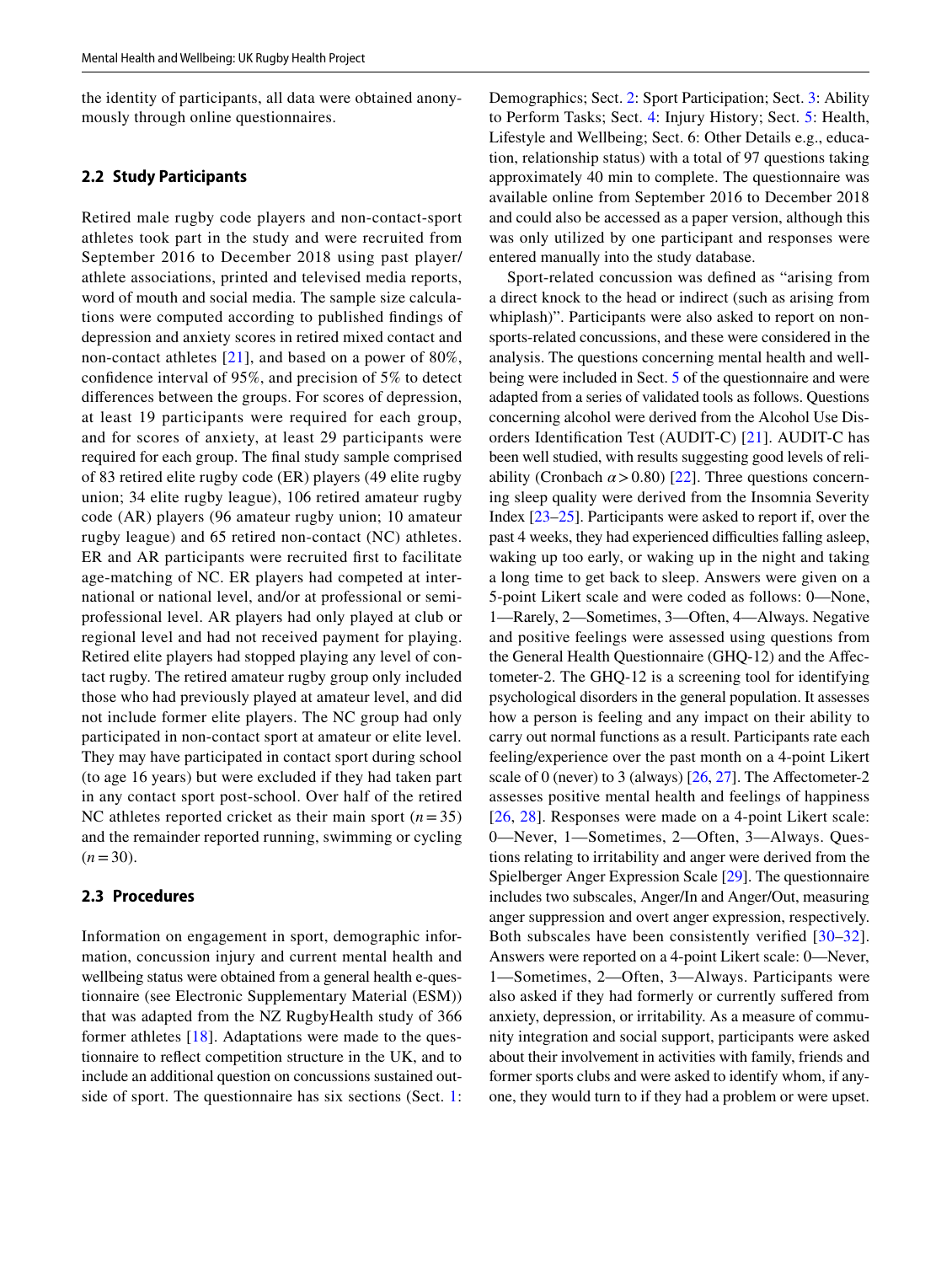the identity of participants, all data were obtained anonymously through online questionnaires.

### 2.2 Study Participants

Retired male rugby code players and non-contact-sport athletes took part in the study and were recruited from September 2016 to December 2018 using past player/athlete associations, printed and televised media reports, word of mouth and social media. The sample size calculations were computed according to published findings of depression and anxiety scores in retired mixed contact and non-contact athletes [21], and based on a power of 80%, confidence interval of 95%, and precision of 5% to detect differences between the groups. For scores of depression, at least 19 participants were required for each group, and for scores of anxiety, at least 29 participants were required for each group. The final study sample comprised of 83 retired elite rugby code (ER) players (49 elite rugby union; 34 elite rugby league), 106 retired amateur rugby code (AR) players (96 amateur rugby union; 10 amateur rugby league) and 65 retired non-contact (NC) athletes. ER and AR participants were recruited first to facilitate age-matching of NC. ER players had competed at international or national level, and/or at professional or semi-professional level. AR players had only played at club or regional level and had not received payment for playing. Retired elite players had stopped playing any level of contact rugby. The retired amateur rugby group only included those who had previously played at amateur level, and did not include former elite players. The NC group had only participated in non-contact sport at amateur or elite level. They may have participated in contact sport during school (to age 16 years) but were excluded if they had taken part in any contact sport post-school. Over half of the retired NC athletes reported cricket as their main sport ($n = 35$) and the remainder reported running, swimming or cycling ($n = 30$).

### 2.3 Procedures

Information on engagement in sport, demographic information, concussion injury and current mental health and wellbeing status were obtained from a general health e-questionnaire (see Electronic Supplementary Material (ESM)) that was adapted from the NZ RugbyHealth study of 366 former athletes [18]. Adaptations were made to the questionnaire to reflect competition structure in the UK, and to include an additional question on concussions sustained outside of sport. The questionnaire has six sections (Sect. 1: Demographics; Sect. 2: Sport Participation; Sect. 3: Ability to Perform Tasks; Sect. 4: Injury History; Sect. 5: Health, Lifestyle and Wellbeing; Sect. 6: Other Details e.g., education, relationship status) with a total of 97 questions taking approximately 40 min to complete. The questionnaire was available online from September 2016 to December 2018 and could also be accessed as a paper version, although this was only utilized by one participant and responses were entered manually into the study database.

Sport-related concussion was defined as "arising from a direct knock to the head or indirect (such as arising from whiplash)". Participants were also asked to report on non-sports-related concussions, and these were considered in the analysis. The questions concerning mental health and wellbeing were included in Sect. 5 of the questionnaire and were adapted from a series of validated tools as follows. Questions concerning alcohol were derived from the Alcohol Use Disorders Identification Test (AUDIT-C) [21]. AUDIT-C has been well studied, with results suggesting good levels of reliability (Cronbach $\alpha > 0.80$) [22]. Three questions concerning sleep quality were derived from the Insomnia Severity Index [23–25]. Participants were asked to report if, over the past 4 weeks, they had experienced difficulties falling asleep, waking up too early, or waking up in the night and taking a long time to get back to sleep. Answers were given on a 5-point Likert scale and were coded as follows: 0—None, 1—Rarely, 2—Sometimes, 3—Often, 4—Always. Negative and positive feelings were assessed using questions from the General Health Questionnaire (GHQ-12) and the Affectometer-2. The GHQ-12 is a screening tool for identifying psychological disorders in the general population. It assesses how a person is feeling and any impact on their ability to carry out normal functions as a result. Participants rate each feeling/experience over the past month on a 4-point Likert scale of 0 (never) to 3 (always) [26, 27]. The Affectometer-2 assesses positive mental health and feelings of happiness [26, 28]. Responses were made on a 4-point Likert scale: 0—Never, 1—Sometimes, 2—Often, 3—Always. Questions relating to irritability and anger were derived from the Spielberger Anger Expression Scale [29]. The questionnaire includes two subscales, Anger/In and Anger/Out, measuring anger suppression and overt anger expression, respectively. Both subscales have been consistently verified [30–32]. Answers were reported on a 4-point Likert scale: 0—Never, 1—Sometimes, 2—Often, 3—Always. Participants were also asked if they had formerly or currently suffered from anxiety, depression, or irritability. As a measure of community integration and social support, participants were asked about their involvement in activities with family, friends and former sports clubs and were asked to identify whom, if anyone, they would turn to if they had a problem or were upset.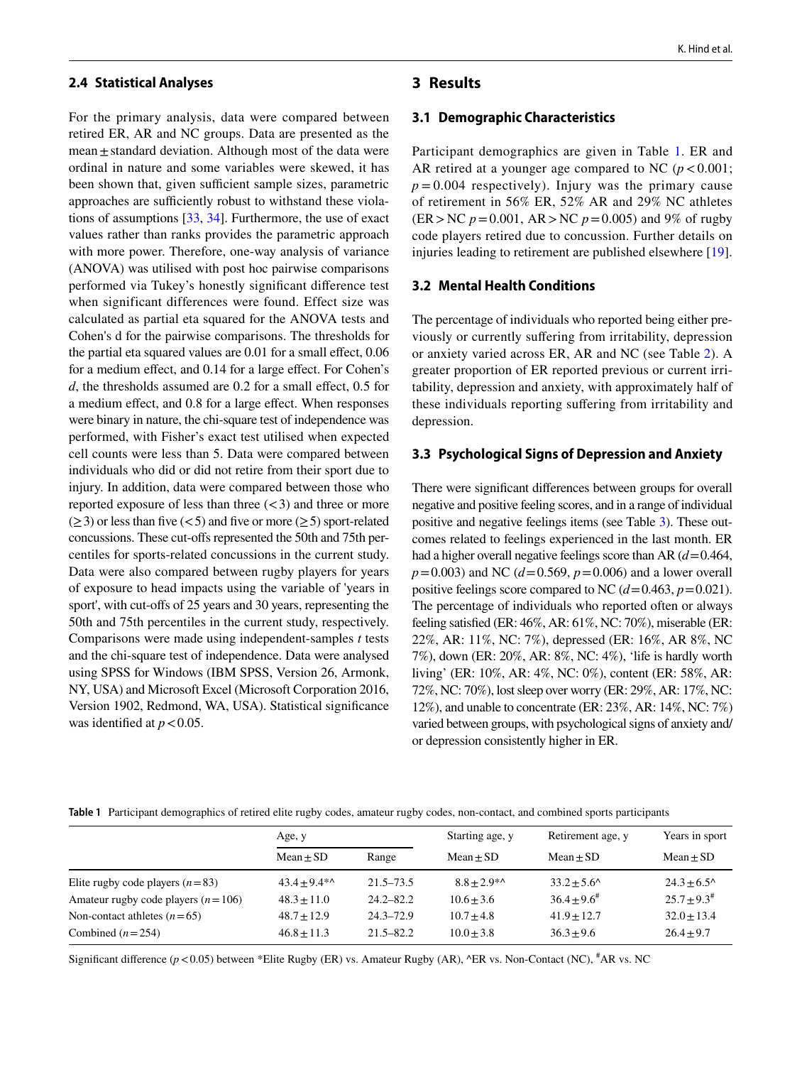### 2.4 Statistical Analyses

For the primary analysis, data were compared between retired ER, AR and NC groups. Data are presented as the mean ± standard deviation. Although most of the data were ordinal in nature and some variables were skewed, it has been shown that, given sufficient sample sizes, parametric approaches are sufficiently robust to withstand these violations of assumptions [33, 34]. Furthermore, the use of exact values rather than ranks provides the parametric approach with more power. Therefore, one-way analysis of variance (ANOVA) was utilised with post hoc pairwise comparisons performed via Tukey's honestly significant difference test when significant differences were found. Effect size was calculated as partial eta squared for the ANOVA tests and Cohen's d for the pairwise comparisons. The thresholds for the partial eta squared values are 0.01 for a small effect, 0.06 for a medium effect, and 0.14 for a large effect. For Cohen's *d*, the thresholds assumed are 0.2 for a small effect, 0.5 for a medium effect, and 0.8 for a large effect. When responses were binary in nature, the chi-square test of independence was performed, with Fisher's exact test utilised when expected cell counts were less than 5. Data were compared between individuals who did or did not retire from their sport due to injury. In addition, data were compared between those who reported exposure of less than three ($<3$) and three or more ($\geq 3$) or less than five ($<5$) and five or more ($\geq 5$) sport-related concussions. These cut-offs represented the 50th and 75th percentiles for sports-related concussions in the current study. Data were also compared between rugby players for years of exposure to head impacts using the variable of 'years in sport', with cut-offs of 25 years and 30 years, representing the 50th and 75th percentiles in the current study, respectively. Comparisons were made using independent-samples *t* tests and the chi-square test of independence. Data were analysed using SPSS for Windows (IBM SPSS, Version 26, Armonk, NY, USA) and Microsoft Excel (Microsoft Corporation 2016, Version 1902, Redmond, WA, USA). Statistical significance was identified at $p<0.05$.

## 3 Results

### 3.1 Demographic Characteristics

Participant demographics are given in Table 1. ER and AR retired at a younger age compared to NC ($p<0.001$; $p=0.004$ respectively). Injury was the primary cause of retirement in 56% ER, 52% AR and 29% NC athletes (ER > NC $p=0.001$, AR > NC $p=0.005$) and 9% of rugby code players retired due to concussion. Further details on injuries leading to retirement are published elsewhere [19].

### 3.2 Mental Health Conditions

The percentage of individuals who reported being either previously or currently suffering from irritability, depression or anxiety varied across ER, AR and NC (see Table 2). A greater proportion of ER reported previous or current irritability, depression and anxiety, with approximately half of these individuals reporting suffering from irritability and depression.

### 3.3 Psychological Signs of Depression and Anxiety

There were significant differences between groups for overall negative and positive feeling scores, and in a range of individual positive and negative feelings items (see Table 3). These outcomes related to feelings experienced in the last month. ER had a higher overall negative feelings score than AR ($d=0.464$, $p=0.003$) and NC ($d=0.569$, $p=0.006$) and a lower overall positive feelings score compared to NC ($d=0.463$, $p=0.021$). The percentage of individuals who reported often or always feeling satisfied (ER: 46%, AR: 61%, NC: 70%), miserable (ER: 22%, AR: 11%, NC: 7%), depressed (ER: 16%, AR 8%, NC 7%), down (ER: 20%, AR: 8%, NC: 4%), 'life is hardly worth living' (ER: 10%, AR: 4%, NC: 0%), content (ER: 58%, AR: 72%, NC: 70%), lost sleep over worry (ER: 29%, AR: 17%, NC: 12%), and unable to concentrate (ER: 23%, AR: 14%, NC: 7%) varied between groups, with psychological signs of anxiety and/or depression consistently higher in ER.

**Table 1** Participant demographics of retired elite rugby codes, amateur rugby codes, non-contact, and combined sports participants

| | Age, y | | Starting age, y | Retirement age, y | Years in sport |
|---|---|---|---|---|---|
| | Mean ± SD | Range | Mean ± SD | Mean ± SD | Mean ± SD |
| Elite rugby code players ($n=83$) | 43.4 ± 9.4*^ | 21.5–73.5 | 8.8 ± 2.9*^ | 33.2 ± 5.6^ | 24.3 ± 6.5^ |
| Amateur rugby code players ($n=106$) | 48.3 ± 11.0 | 24.2–82.2 | 10.6 ± 3.6 | 36.4 ± 9.6# | 25.7 ± 9.3# |
| Non-contact athletes ($n=65$) | 48.7 ± 12.9 | 24.3–72.9 | 10.7 ± 4.8 | 41.9 ± 12.7 | 32.0 ± 13.4 |
| Combined ($n=254$) | 46.8 ± 11.3 | 21.5–82.2 | 10.0 ± 3.8 | 36.3 ± 9.6 | 26.4 ± 9.7 |

Significant difference ($p<0.05$) between *Elite Rugby (ER) vs. Amateur Rugby (AR), ^ER vs. Non-Contact (NC), #AR vs. NC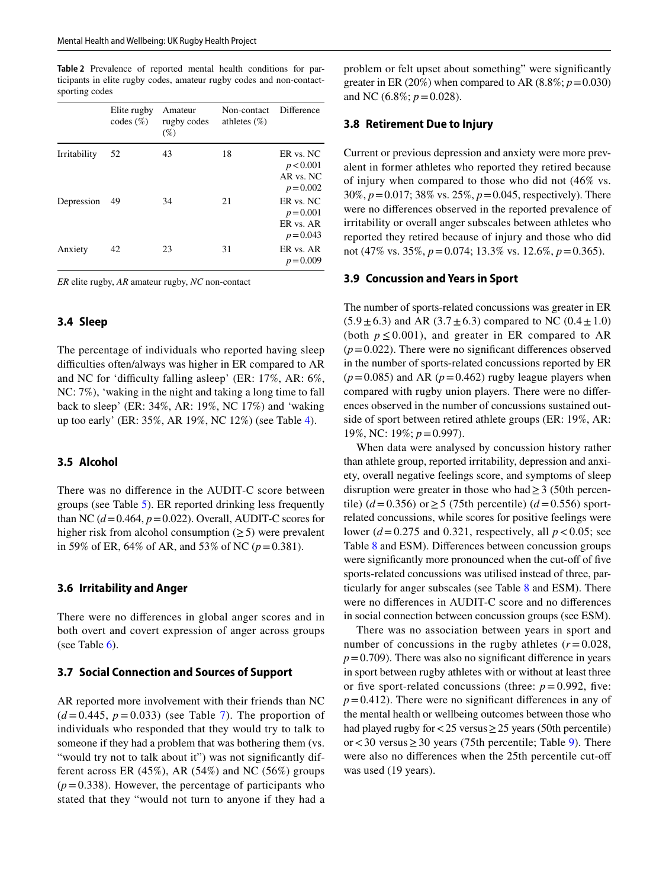**Table 2** Prevalence of reported mental health conditions for participants in elite rugby codes, amateur rugby codes and non-contact-sporting codes

| | Elite rugby codes (%) | Amateur rugby codes (%) | Non-contact athletes (%) | Difference |
|---|---|---|---|---|
| Irritability | 52 | 43 | 18 | ER vs. NC $p<0.001$ AR vs. NC $p=0.002$ |
| Depression | 49 | 34 | 21 | ER vs. NC $p=0.001$ ER vs. AR $p=0.043$ |
| Anxiety | 42 | 23 | 31 | ER vs. AR $p=0.009$ |

*ER* elite rugby, *AR* amateur rugby, *NC* non-contact

### 3.4 Sleep

The percentage of individuals who reported having sleep difficulties often/always was higher in ER compared to AR and NC for 'difficulty falling asleep' (ER: 17%, AR: 6%, NC: 7%), 'waking in the night and taking a long time to fall back to sleep' (ER: 34%, AR: 19%, NC 17%) and 'waking up too early' (ER: 35%, AR 19%, NC 12%) (see Table 4).

### 3.5 Alcohol

There was no difference in the AUDIT-C score between groups (see Table 5). ER reported drinking less frequently than NC ($d=0.464$, $p=0.022$). Overall, AUDIT-C scores for higher risk from alcohol consumption ($\geq 5$) were prevalent in 59% of ER, 64% of AR, and 53% of NC ($p=0.381$).

### 3.6 Irritability and Anger

There were no differences in global anger scores and in both overt and covert expression of anger across groups (see Table 6).

### 3.7 Social Connection and Sources of Support

AR reported more involvement with their friends than NC ($d=0.445$, $p=0.033$) (see Table 7). The proportion of individuals who responded that they would try to talk to someone if they had a problem that was bothering them (vs. "would try not to talk about it") was not significantly different across ER (45%), AR (54%) and NC (56%) groups ($p=0.338$). However, the percentage of participants who stated that they "would not turn to anyone if they had a problem or felt upset about something" were significantly greater in ER (20%) when compared to AR (8.8%; $p=0.030$) and NC (6.8%; $p=0.028$).

### 3.8 Retirement Due to Injury

Current or previous depression and anxiety were more prevalent in former athletes who reported they retired because of injury when compared to those who did not (46% vs. 30%, $p=0.017$; 38% vs. 25%, $p=0.045$, respectively). There were no differences observed in the reported prevalence of irritability or overall anger subscales between athletes who reported they retired because of injury and those who did not (47% vs. 35%, $p=0.074$; 13.3% vs. 12.6%, $p=0.365$).

### 3.9 Concussion and Years in Sport

The number of sports-related concussions was greater in ER ($5.9 \pm 6.3$) and AR ($3.7 \pm 6.3$) compared to NC ($0.4 \pm 1.0$) (both $p \leq 0.001$), and greater in ER compared to AR ($p=0.022$). There were no significant differences observed in the number of sports-related concussions reported by ER ($p=0.085$) and AR ($p=0.462$) rugby league players when compared with rugby union players. There were no differences observed in the number of concussions sustained outside of sport between retired athlete groups (ER: 19%, AR: 19%, NC: 19%; $p=0.997$).

When data were analysed by concussion history rather than athlete group, reported irritability, depression and anxiety, overall negative feelings score, and symptoms of sleep disruption were greater in those who had $\geq 3$ (50th percentile) ($d=0.356$) or $\geq 5$ (75th percentile) ($d=0.556$) sport-related concussions, while scores for positive feelings were lower ($d=0.275$ and 0.321, respectively, all $p<0.05$; see Table 8 and ESM). Differences between concussion groups were significantly more pronounced when the cut-off of five sports-related concussions was utilised instead of three, particularly for anger subscales (see Table 8 and ESM). There were no differences in AUDIT-C score and no differences in social connection between concussion groups (see ESM).

There was no association between years in sport and number of concussions in the rugby athletes ($r=0.028$, $p=0.709$). There was also no significant difference in years in sport between rugby athletes with or without at least three or five sport-related concussions (three: $p=0.992$, five: $p=0.412$). There were no significant differences in any of the mental health or wellbeing outcomes between those who had played rugby for $<25$ versus $\geq 25$ years (50th percentile) or $<30$ versus $\geq 30$ years (75th percentile; Table 9). There were also no differences when the 25th percentile cut-off was used (19 years).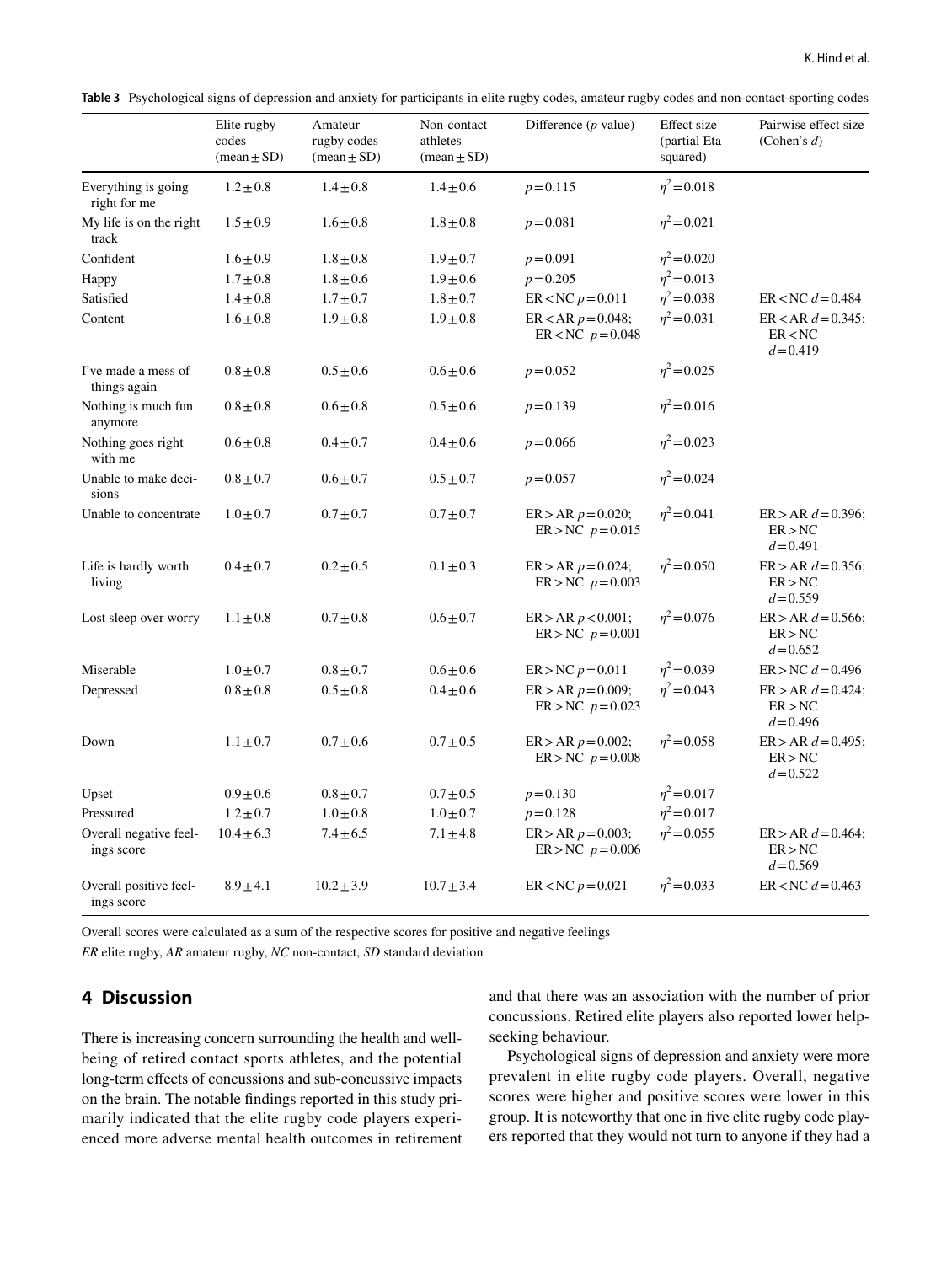**Table 3** Psychological signs of depression and anxiety for participants in elite rugby codes, amateur rugby codes and non-contact-sporting codes

| | Elite rugby codes (mean ± SD) | Amateur rugby codes (mean ± SD) | Non-contact athletes (mean ± SD) | Difference (*p* value) | Effect size (partial Eta squared) | Pairwise effect size (Cohen's *d*) |
|---|---|---|---|---|---|---|
| Everything is going right for me | 1.2 ± 0.8 | 1.4 ± 0.8 | 1.4 ± 0.6 | $p = 0.115$ | $\eta^2 = 0.018$ | |
| My life is on the right track | 1.5 ± 0.9 | 1.6 ± 0.8 | 1.8 ± 0.8 | $p = 0.081$ | $\eta^2 = 0.021$ | |
| Confident | 1.6 ± 0.9 | 1.8 ± 0.8 | 1.9 ± 0.7 | $p = 0.091$ | $\eta^2 = 0.020$ | |
| Happy | 1.7 ± 0.8 | 1.8 ± 0.6 | 1.9 ± 0.6 | $p = 0.205$ | $\eta^2 = 0.013$ | |
| Satisfied | 1.4 ± 0.8 | 1.7 ± 0.7 | 1.8 ± 0.7 | ER < NC $p = 0.011$ | $\eta^2 = 0.038$ | ER < NC $d = 0.484$ |
| Content | 1.6 ± 0.8 | 1.9 ± 0.8 | 1.9 ± 0.8 | ER < AR $p = 0.048$; ER < NC $p = 0.048$ | $\eta^2 = 0.031$ | ER < AR $d = 0.345$; ER < NC $d = 0.419$ |
| I've made a mess of things again | 0.8 ± 0.8 | 0.5 ± 0.6 | 0.6 ± 0.6 | $p = 0.052$ | $\eta^2 = 0.025$ | |
| Nothing is much fun anymore | 0.8 ± 0.8 | 0.6 ± 0.8 | 0.5 ± 0.6 | $p = 0.139$ | $\eta^2 = 0.016$ | |
| Nothing goes right with me | 0.6 ± 0.8 | 0.4 ± 0.7 | 0.4 ± 0.6 | $p = 0.066$ | $\eta^2 = 0.023$ | |
| Unable to make decisions | 0.8 ± 0.7 | 0.6 ± 0.7 | 0.5 ± 0.7 | $p = 0.057$ | $\eta^2 = 0.024$ | |
| Unable to concentrate | 1.0 ± 0.7 | 0.7 ± 0.7 | 0.7 ± 0.7 | ER > AR $p = 0.020$; ER > NC $p = 0.015$ | $\eta^2 = 0.041$ | ER > AR $d = 0.396$; ER > NC $d = 0.491$ |
| Life is hardly worth living | 0.4 ± 0.7 | 0.2 ± 0.5 | 0.1 ± 0.3 | ER > AR $p = 0.024$; ER > NC $p = 0.003$ | $\eta^2 = 0.050$ | ER > AR $d = 0.356$; ER > NC $d = 0.559$ |
| Lost sleep over worry | 1.1 ± 0.8 | 0.7 ± 0.8 | 0.6 ± 0.7 | ER > AR $p < 0.001$; ER > NC $p = 0.001$ | $\eta^2 = 0.076$ | ER > AR $d = 0.566$; ER > NC $d = 0.652$ |
| Miserable | 1.0 ± 0.7 | 0.8 ± 0.7 | 0.6 ± 0.6 | ER > NC $p = 0.011$ | $\eta^2 = 0.039$ | ER > NC $d = 0.496$ |
| Depressed | 0.8 ± 0.8 | 0.5 ± 0.8 | 0.4 ± 0.6 | ER > AR $p = 0.009$; ER > NC $p = 0.023$ | $\eta^2 = 0.043$ | ER > AR $d = 0.424$; ER > NC $d = 0.496$ |
| Down | 1.1 ± 0.7 | 0.7 ± 0.6 | 0.7 ± 0.5 | ER > AR $p = 0.002$; ER > NC $p = 0.008$ | $\eta^2 = 0.058$ | ER > AR $d = 0.495$; ER > NC $d = 0.522$ |
| Upset | 0.9 ± 0.6 | 0.8 ± 0.7 | 0.7 ± 0.5 | $p = 0.130$ | $\eta^2 = 0.017$ | |
| Pressured | 1.2 ± 0.7 | 1.0 ± 0.8 | 1.0 ± 0.7 | $p = 0.128$ | $\eta^2 = 0.017$ | |
| Overall negative feelings score | 10.4 ± 6.3 | 7.4 ± 6.5 | 7.1 ± 4.8 | ER > AR $p = 0.003$; ER > NC $p = 0.006$ | $\eta^2 = 0.055$ | ER > AR $d = 0.464$; ER > NC $d = 0.569$ |
| Overall positive feelings score | 8.9 ± 4.1 | 10.2 ± 3.9 | 10.7 ± 3.4 | ER < NC $p = 0.021$ | $\eta^2 = 0.033$ | ER < NC $d = 0.463$ |

Overall scores were calculated as a sum of the respective scores for positive and negative feelings

*ER* elite rugby, *AR* amateur rugby, *NC* non-contact, *SD* standard deviation

## 4 Discussion

There is increasing concern surrounding the health and wellbeing of retired contact sports athletes, and the potential long-term effects of concussions and sub-concussive impacts on the brain. The notable findings reported in this study primarily indicated that the elite rugby code players experienced more adverse mental health outcomes in retirement and that there was an association with the number of prior concussions. Retired elite players also reported lower help-seeking behaviour.

Psychological signs of depression and anxiety were more prevalent in elite rugby code players. Overall, negative scores were higher and positive scores were lower in this group. It is noteworthy that one in five elite rugby code players reported that they would not turn to anyone if they had a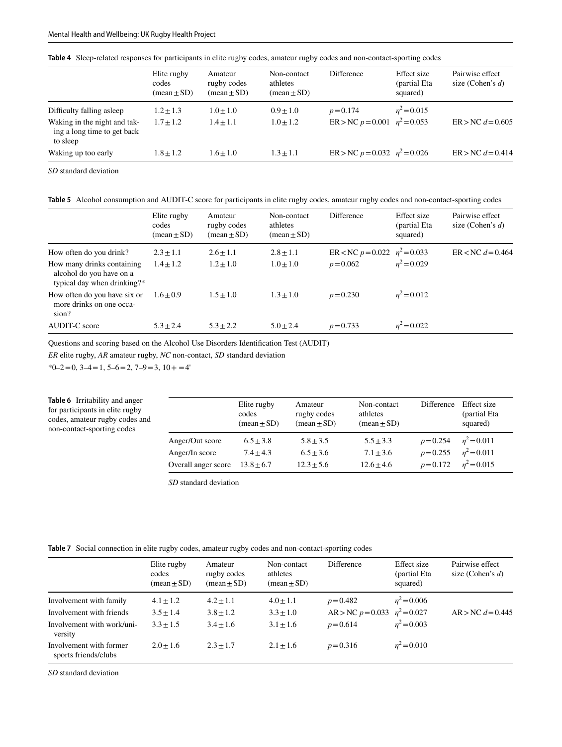**Table 4** Sleep-related responses for participants in elite rugby codes, amateur rugby codes and non-contact-sporting codes

| | Elite rugby codes (mean ± SD) | Amateur rugby codes (mean ± SD) | Non-contact athletes (mean ± SD) | Difference | Effect size (partial Eta squared) | Pairwise effect size (Cohen's *d*) |
|---|---|---|---|---|---|---|
| Difficulty falling asleep | 1.2 ± 1.3 | 1.0 ± 1.0 | 0.9 ± 1.0 | $p = 0.174$ | $\eta^2 = 0.015$ | |
| Waking in the night and taking a long time to get back to sleep | 1.7 ± 1.2 | 1.4 ± 1.1 | 1.0 ± 1.2 | ER > NC $p = 0.001$ | $\eta^2 = 0.053$ | ER > NC $d = 0.605$ |
| Waking up too early | 1.8 ± 1.2 | 1.6 ± 1.0 | 1.3 ± 1.1 | ER > NC $p = 0.032$ | $\eta^2 = 0.026$ | ER > NC $d = 0.414$ |

*SD* standard deviation

**Table 5** Alcohol consumption and AUDIT-C score for participants in elite rugby codes, amateur rugby codes and non-contact-sporting codes

| | Elite rugby codes (mean ± SD) | Amateur rugby codes (mean ± SD) | Non-contact athletes (mean ± SD) | Difference | Effect size (partial Eta squared) | Pairwise effect size (Cohen's *d*) |
|---|---|---|---|---|---|---|
| How often do you drink? | 2.3 ± 1.1 | 2.6 ± 1.1 | 2.8 ± 1.1 | ER < NC $p = 0.022$ | $\eta^2 = 0.033$ | ER < NC $d = 0.464$ |
| How many drinks containing alcohol do you have on a typical day when drinking?* | 1.4 ± 1.2 | 1.2 ± 1.0 | 1.0 ± 1.0 | $p = 0.062$ | $\eta^2 = 0.029$ | |
| How often do you have six or more drinks on one occasion? | 1.6 ± 0.9 | 1.5 ± 1.0 | 1.3 ± 1.0 | $p = 0.230$ | $\eta^2 = 0.012$ | |
| AUDIT-C score | 5.3 ± 2.4 | 5.3 ± 2.2 | 5.0 ± 2.4 | $p = 0.733$ | $\eta^2 = 0.022$ | |

Questions and scoring based on the Alcohol Use Disorders Identification Test (AUDIT)

*ER* elite rugby, *AR* amateur rugby, *NC* non-contact, *SD* standard deviation

*0–2 = 0, 3–4 = 1, 5–6 = 2, 7–9 = 3, 10+ = 4'

**Table 6** Irritability and anger for participants in elite rugby codes, amateur rugby codes and non-contact-sporting codes

| | Elite rugby codes (mean ± SD) | Amateur rugby codes (mean ± SD) | Non-contact athletes (mean ± SD) | Difference | Effect size (partial Eta squared) |
|---|---|---|---|---|---|
| Anger/Out score | 6.5 ± 3.8 | 5.8 ± 3.5 | 5.5 ± 3.3 | $p = 0.254$ | $\eta^2 = 0.011$ |
| Anger/In score | 7.4 ± 4.3 | 6.5 ± 3.6 | 7.1 ± 3.6 | $p = 0.255$ | $\eta^2 = 0.011$ |
| Overall anger score | 13.8 ± 6.7 | 12.3 ± 5.6 | 12.6 ± 4.6 | $p = 0.172$ | $\eta^2 = 0.015$ |

*SD* standard deviation

**Table 7** Social connection in elite rugby codes, amateur rugby codes and non-contact-sporting codes

| | Elite rugby codes (mean ± SD) | Amateur rugby codes (mean ± SD) | Non-contact athletes (mean ± SD) | Difference | Effect size (partial Eta squared) | Pairwise effect size (Cohen's *d*) |
|---|---|---|---|---|---|---|
| Involvement with family | 4.1 ± 1.2 | 4.2 ± 1.1 | 4.0 ± 1.1 | $p = 0.482$ | $\eta^2 = 0.006$ | |
| Involvement with friends | 3.5 ± 1.4 | 3.8 ± 1.2 | 3.3 ± 1.0 | AR > NC $p = 0.033$ | $\eta^2 = 0.027$ | AR > NC $d = 0.445$ |
| Involvement with work/university | 3.3 ± 1.5 | 3.4 ± 1.6 | 3.1 ± 1.6 | $p = 0.614$ | $\eta^2 = 0.003$ | |
| Involvement with former sports friends/clubs | 2.0 ± 1.6 | 2.3 ± 1.7 | 2.1 ± 1.6 | $p = 0.316$ | $\eta^2 = 0.010$ | |

*SD* standard deviation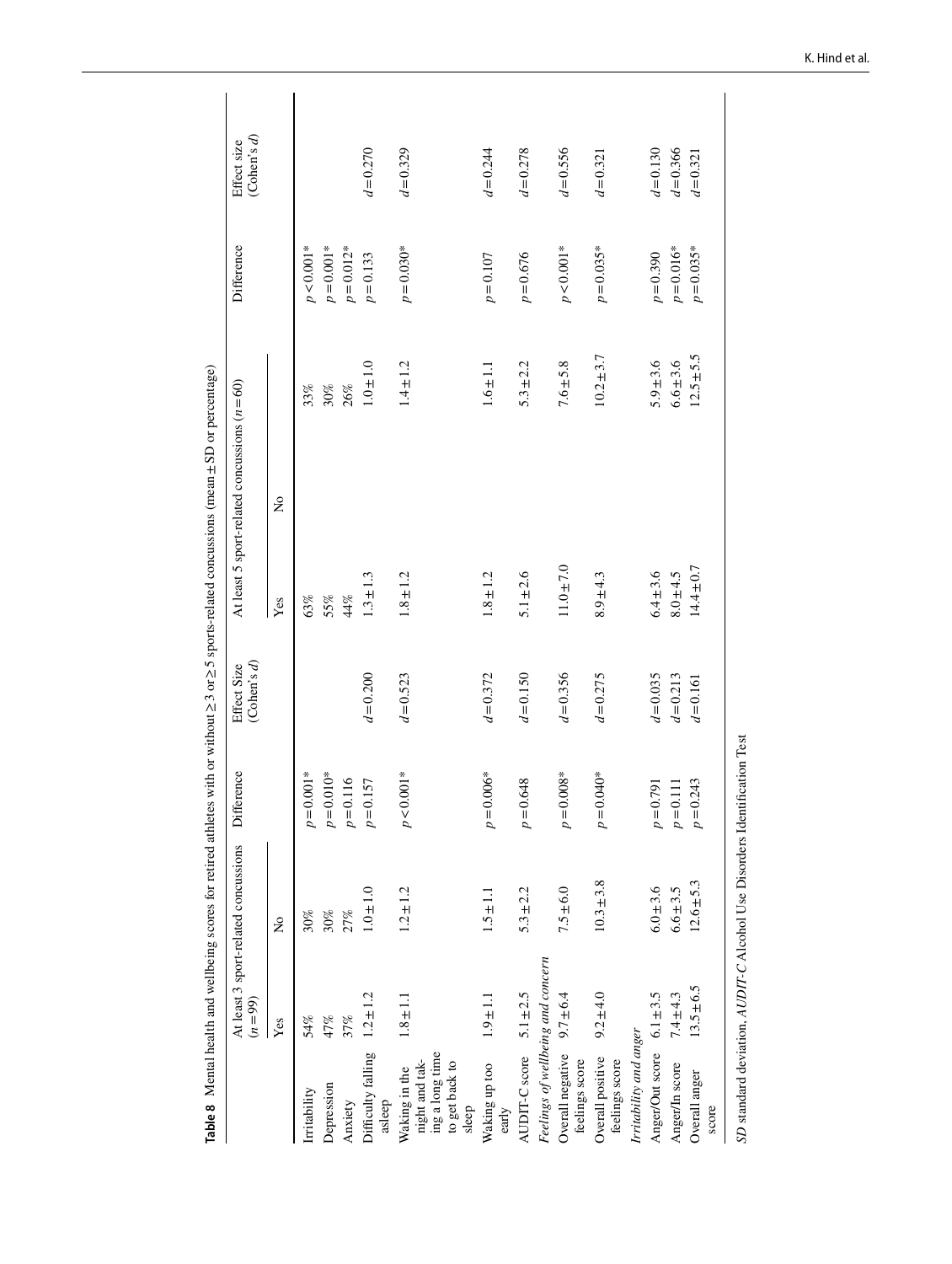**Table 8** Mental health and wellbeing scores for retired athletes with or without ≥ 3 or ≥ 5 sports-related concussions (mean ± SD or percentage)

| | At least 3 sport-related concussions ($n=99$) | | Difference | Effect Size (Cohen's $d$) | At least 5 sport-related concussions ($n=60$) | | Difference | Effect size (Cohen's $d$) |
|---|---|---|---|---|---|---|---|---|
| | Yes | No | | | Yes | No | | |
| Irritability | 54% | 30% | $p=0.001$* | | 63% | 33% | $p<0.001$* | |
| Depression | 47% | 30% | $p=0.010$* | | 55% | 30% | $p=0.001$* | |
| Anxiety | 37% | 27% | $p=0.116$ | | 44% | 26% | $p=0.012$* | |
| Difficulty falling asleep | 1.2 ± 1.2 | 1.0 ± 1.0 | $p=0.157$ | $d=0.200$ | 1.3 ± 1.3 | 1.0 ± 1.0 | $p=0.133$ | $d=0.270$ |
| Waking in the night and taking a long time to get back to sleep | 1.8 ± 1.1 | 1.2 ± 1.2 | $p<0.001$* | $d=0.523$ | 1.8 ± 1.2 | 1.4 ± 1.2 | $p=0.030$* | $d=0.329$ |
| Waking up too early | 1.9 ± 1.1 | 1.5 ± 1.1 | $p=0.006$* | $d=0.372$ | 1.8 ± 1.2 | 1.6 ± 1.1 | $p=0.107$ | $d=0.244$ |
| AUDIT-C score | 5.1 ± 2.5 | 5.3 ± 2.2 | $p=0.648$ | $d=0.150$ | 5.1 ± 2.6 | 5.3 ± 2.2 | $p=0.676$ | $d=0.278$ |
| *Feelings of wellbeing and concern* | | | | | | | | |
| Overall negative feelings score | 9.7 ± 6.4 | 7.5 ± 6.0 | $p=0.008$* | $d=0.356$ | 11.0 ± 7.0 | 7.6 ± 5.8 | $p<0.001$* | $d=0.556$ |
| Overall positive feelings score | 9.2 ± 4.0 | 10.3 ± 3.8 | $p=0.040$* | $d=0.275$ | 8.9 ± 4.3 | 10.2 ± 3.7 | $p=0.035$* | $d=0.321$ |
| *Irritability and anger* | | | | | | | | |
| Anger/Out score | 6.1 ± 3.5 | 6.0 ± 3.6 | $p=0.791$ | $d=0.035$ | 6.4 ± 3.6 | 5.9 ± 3.6 | $p=0.390$ | $d=0.130$ |
| Anger/In score | 7.4 ± 4.3 | 6.6 ± 3.5 | $p=0.111$ | $d=0.213$ | 8.0 ± 4.5 | 6.6 ± 3.6 | $p=0.016$* | $d=0.366$ |
| Overall anger score | 13.5 ± 6.5 | 12.6 ± 5.3 | $p=0.243$ | $d=0.161$ | 14.4 ± 0.7 | 12.5 ± 5.5 | $p=0.035$* | $d=0.321$ |

*SD* standard deviation, *AUDIT-C* Alcohol Use Disorders Identification Test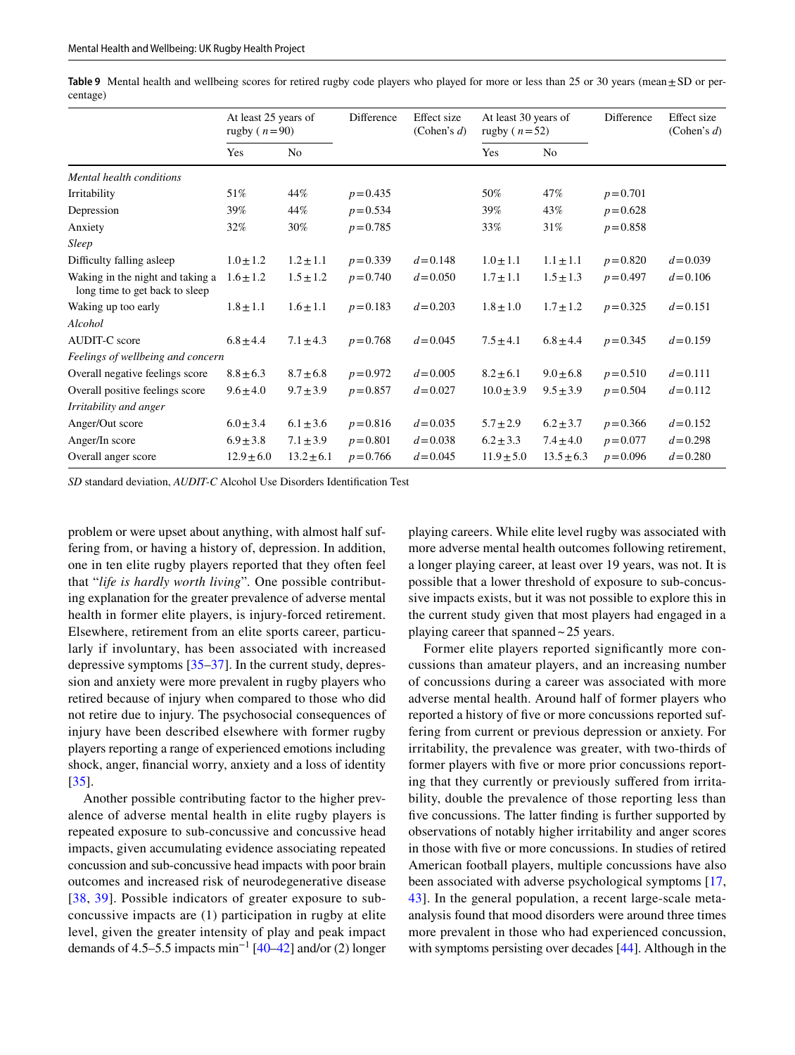**Table 9** Mental health and wellbeing scores for retired rugby code players who played for more or less than 25 or 30 years (mean ± SD or percentage)

| | At least 25 years of rugby ( $n$ = 90) | | Difference | Effect size (Cohen's $d$) | At least 30 years of rugby ( $n$ = 52) | | Difference | Effect size (Cohen's $d$) |
|---|---|---|---|---|---|---|---|---|
| | Yes | No | | | Yes | No | | |
| *Mental health conditions* | | | | | | | | |
| Irritability | 51% | 44% | $p$ = 0.435 | | 50% | 47% | $p$ = 0.701 | |
| Depression | 39% | 44% | $p$ = 0.534 | | 39% | 43% | $p$ = 0.628 | |
| Anxiety | 32% | 30% | $p$ = 0.785 | | 33% | 31% | $p$ = 0.858 | |
| *Sleep* | | | | | | | | |
| Difficulty falling asleep | 1.0 ± 1.2 | 1.2 ± 1.1 | $p$ = 0.339 | $d$ = 0.148 | 1.0 ± 1.1 | 1.1 ± 1.1 | $p$ = 0.820 | $d$ = 0.039 |
| Waking in the night and taking a long time to get back to sleep | 1.6 ± 1.2 | 1.5 ± 1.2 | $p$ = 0.740 | $d$ = 0.050 | 1.7 ± 1.1 | 1.5 ± 1.3 | $p$ = 0.497 | $d$ = 0.106 |
| Waking up too early | 1.8 ± 1.1 | 1.6 ± 1.1 | $p$ = 0.183 | $d$ = 0.203 | 1.8 ± 1.0 | 1.7 ± 1.2 | $p$ = 0.325 | $d$ = 0.151 |
| *Alcohol* | | | | | | | | |
| AUDIT-C score | 6.8 ± 4.4 | 7.1 ± 4.3 | $p$ = 0.768 | $d$ = 0.045 | 7.5 ± 4.1 | 6.8 ± 4.4 | $p$ = 0.345 | $d$ = 0.159 |
| *Feelings of wellbeing and concern* | | | | | | | | |
| Overall negative feelings score | 8.8 ± 6.3 | 8.7 ± 6.8 | $p$ = 0.972 | $d$ = 0.005 | 8.2 ± 6.1 | 9.0 ± 6.8 | $p$ = 0.510 | $d$ = 0.111 |
| Overall positive feelings score | 9.6 ± 4.0 | 9.7 ± 3.9 | $p$ = 0.857 | $d$ = 0.027 | 10.0 ± 3.9 | 9.5 ± 3.9 | $p$ = 0.504 | $d$ = 0.112 |
| *Irritability and anger* | | | | | | | | |
| Anger/Out score | 6.0 ± 3.4 | 6.1 ± 3.6 | $p$ = 0.816 | $d$ = 0.035 | 5.7 ± 2.9 | 6.2 ± 3.7 | $p$ = 0.366 | $d$ = 0.152 |
| Anger/In score | 6.9 ± 3.8 | 7.1 ± 3.9 | $p$ = 0.801 | $d$ = 0.038 | 6.2 ± 3.3 | 7.4 ± 4.0 | $p$ = 0.077 | $d$ = 0.298 |
| Overall anger score | 12.9 ± 6.0 | 13.2 ± 6.1 | $p$ = 0.766 | $d$ = 0.045 | 11.9 ± 5.0 | 13.5 ± 6.3 | $p$ = 0.096 | $d$ = 0.280 |

*SD* standard deviation, *AUDIT-C* Alcohol Use Disorders Identification Test

problem or were upset about anything, with almost half suffering from, or having a history of, depression. In addition, one in ten elite rugby players reported that they often feel that "*life is hardly worth living*". One possible contributing explanation for the greater prevalence of adverse mental health in former elite players, is injury-forced retirement. Elsewhere, retirement from an elite sports career, particularly if involuntary, has been associated with increased depressive symptoms [35–37]. In the current study, depression and anxiety were more prevalent in rugby players who retired because of injury when compared to those who did not retire due to injury. The psychosocial consequences of injury have been described elsewhere with former rugby players reporting a range of experienced emotions including shock, anger, financial worry, anxiety and a loss of identity [35].

Another possible contributing factor to the higher prevalence of adverse mental health in elite rugby players is repeated exposure to sub-concussive and concussive head impacts, given accumulating evidence associating repeated concussion and sub-concussive head impacts with poor brain outcomes and increased risk of neurodegenerative disease [38, 39]. Possible indicators of greater exposure to sub-concussive impacts are (1) participation in rugby at elite level, given the greater intensity of play and peak impact demands of 4.5–5.5 impacts min$^{-1}$ [40–42] and/or (2) longer playing careers. While elite level rugby was associated with more adverse mental health outcomes following retirement, a longer playing career, at least over 19 years, was not. It is possible that a lower threshold of exposure to sub-concussive impacts exists, but it was not possible to explore this in the current study given that most players had engaged in a playing career that spanned ~ 25 years.

Former elite players reported significantly more concussions than amateur players, and an increasing number of concussions during a career was associated with more adverse mental health. Around half of former players who reported a history of five or more concussions reported suffering from current or previous depression or anxiety. For irritability, the prevalence was greater, with two-thirds of former players with five or more prior concussions reporting that they currently or previously suffered from irritability, double the prevalence of those reporting less than five concussions. The latter finding is further supported by observations of notably higher irritability and anger scores in those with five or more concussions. In studies of retired American football players, multiple concussions have also been associated with adverse psychological symptoms [17, 43]. In the general population, a recent large-scale meta-analysis found that mood disorders were around three times more prevalent in those who had experienced concussion, with symptoms persisting over decades [44]. Although in the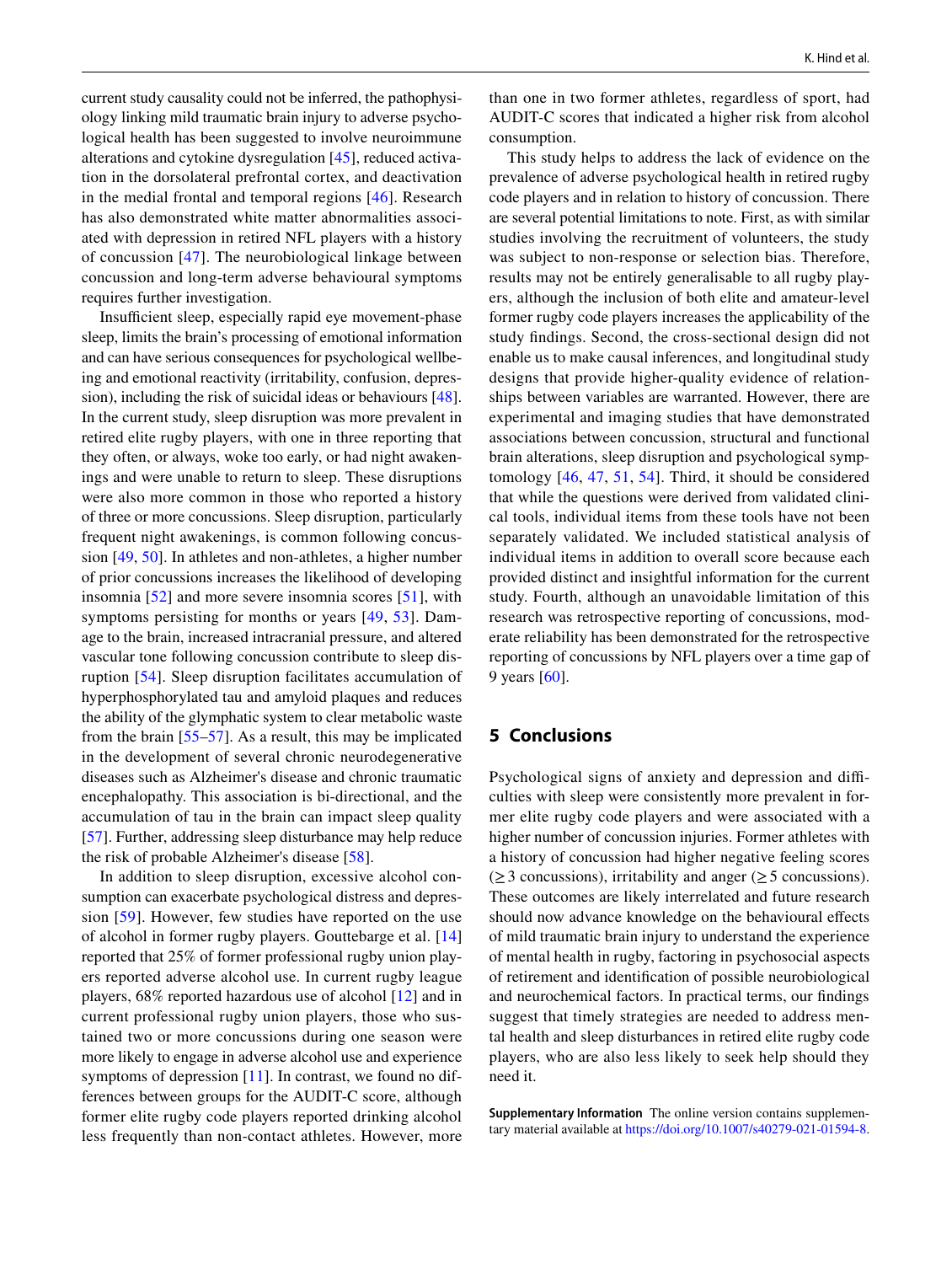current study causality could not be inferred, the pathophysiology linking mild traumatic brain injury to adverse psychological health has been suggested to involve neuroimmune alterations and cytokine dysregulation [45], reduced activation in the dorsolateral prefrontal cortex, and deactivation in the medial frontal and temporal regions [46]. Research has also demonstrated white matter abnormalities associated with depression in retired NFL players with a history of concussion [47]. The neurobiological linkage between concussion and long-term adverse behavioural symptoms requires further investigation.

Insufficient sleep, especially rapid eye movement-phase sleep, limits the brain's processing of emotional information and can have serious consequences for psychological wellbeing and emotional reactivity (irritability, confusion, depression), including the risk of suicidal ideas or behaviours [48]. In the current study, sleep disruption was more prevalent in retired elite rugby players, with one in three reporting that they often, or always, woke too early, or had night awakenings and were unable to return to sleep. These disruptions were also more common in those who reported a history of three or more concussions. Sleep disruption, particularly frequent night awakenings, is common following concussion [49, 50]. In athletes and non-athletes, a higher number of prior concussions increases the likelihood of developing insomnia [52] and more severe insomnia scores [51], with symptoms persisting for months or years [49, 53]. Damage to the brain, increased intracranial pressure, and altered vascular tone following concussion contribute to sleep disruption [54]. Sleep disruption facilitates accumulation of hyperphosphorylated tau and amyloid plaques and reduces the ability of the glymphatic system to clear metabolic waste from the brain [55–57]. As a result, this may be implicated in the development of several chronic neurodegenerative diseases such as Alzheimer's disease and chronic traumatic encephalopathy. This association is bi-directional, and the accumulation of tau in the brain can impact sleep quality [57]. Further, addressing sleep disturbance may help reduce the risk of probable Alzheimer's disease [58].

In addition to sleep disruption, excessive alcohol consumption can exacerbate psychological distress and depression [59]. However, few studies have reported on the use of alcohol in former rugby players. Gouttebarge et al. [14] reported that 25% of former professional rugby union players reported adverse alcohol use. In current rugby league players, 68% reported hazardous use of alcohol [12] and in current professional rugby union players, those who sustained two or more concussions during one season were more likely to engage in adverse alcohol use and experience symptoms of depression [11]. In contrast, we found no differences between groups for the AUDIT-C score, although former elite rugby code players reported drinking alcohol less frequently than non-contact athletes. However, more than one in two former athletes, regardless of sport, had AUDIT-C scores that indicated a higher risk from alcohol consumption.

This study helps to address the lack of evidence on the prevalence of adverse psychological health in retired rugby code players and in relation to history of concussion. There are several potential limitations to note. First, as with similar studies involving the recruitment of volunteers, the study was subject to non-response or selection bias. Therefore, results may not be entirely generalisable to all rugby players, although the inclusion of both elite and amateur-level former rugby code players increases the applicability of the study findings. Second, the cross-sectional design did not enable us to make causal inferences, and longitudinal study designs that provide higher-quality evidence of relationships between variables are warranted. However, there are experimental and imaging studies that have demonstrated associations between concussion, structural and functional brain alterations, sleep disruption and psychological symptomatology [46, 47, 51, 54]. Third, it should be considered that while the questions were derived from validated clinical tools, individual items from these tools have not been separately validated. We included statistical analysis of individual items in addition to overall score because each provided distinct and insightful information for the current study. Fourth, although an unavoidable limitation of this research was retrospective reporting of concussions, moderate reliability has been demonstrated for the retrospective reporting of concussions by NFL players over a time gap of 9 years [60].

## 5 Conclusions

Psychological signs of anxiety and depression and difficulties with sleep were consistently more prevalent in former elite rugby code players and were associated with a higher number of concussion injuries. Former athletes with a history of concussion had higher negative feeling scores ($\geq 3$ concussions), irritability and anger ($\geq 5$ concussions). These outcomes are likely interrelated and future research should now advance knowledge on the behavioural effects of mild traumatic brain injury to understand the experience of mental health in rugby, factoring in psychosocial aspects of retirement and identification of possible neurobiological and neurochemical factors. In practical terms, our findings suggest that timely strategies are needed to address mental health and sleep disturbances in retired elite rugby code players, who are also less likely to seek help should they need it.

**Supplementary Information** The online version contains supplementary material available at https://doi.org/10.1007/s40279-021-01594-8.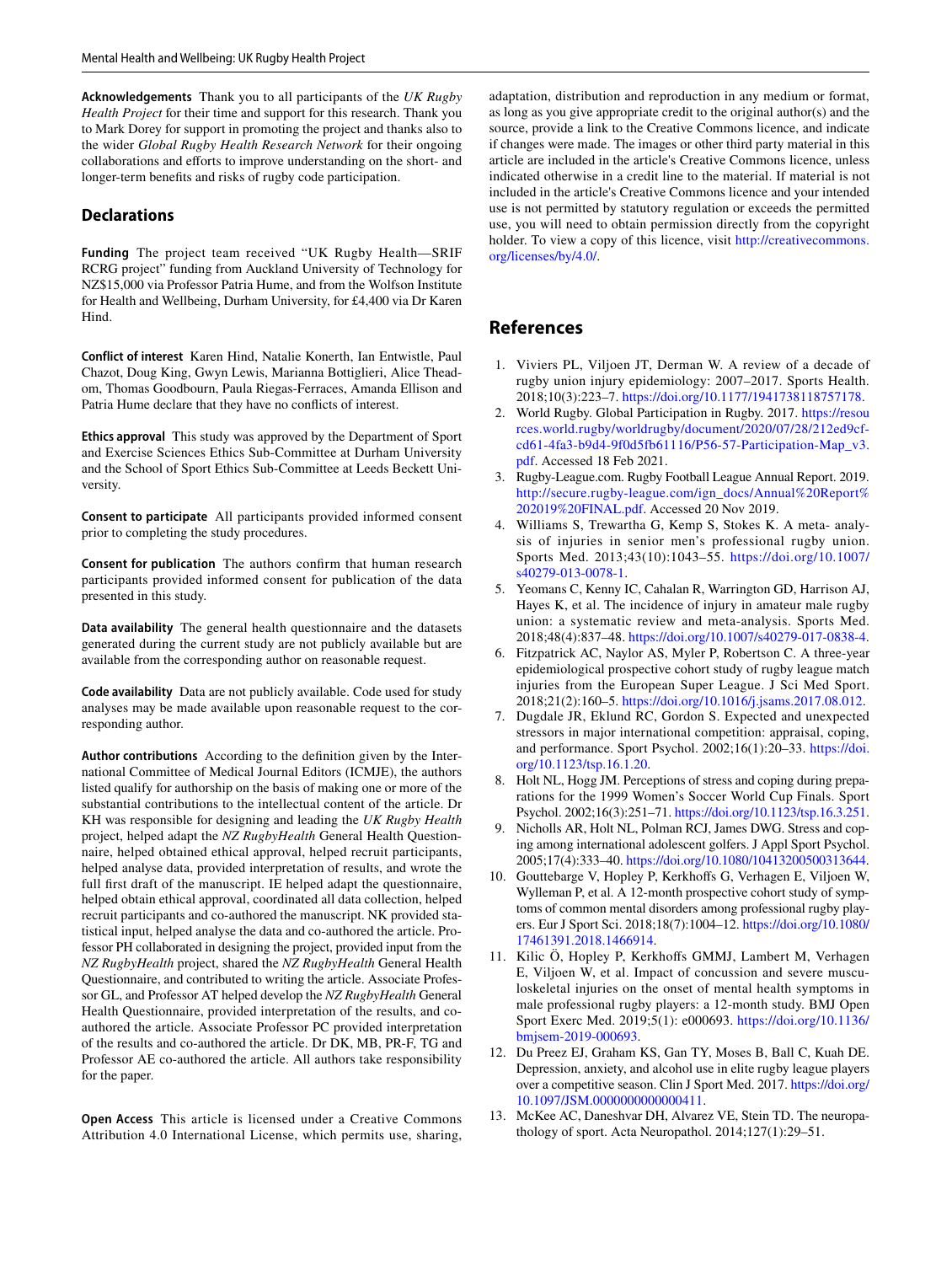**Acknowledgements** Thank you to all participants of the *UK Rugby Health Project* for their time and support for this research. Thank you to Mark Dorey for support in promoting the project and thanks also to the wider *Global Rugby Health Research Network* for their ongoing collaborations and efforts to improve understanding on the short- and longer-term benefits and risks of rugby code participation.

## Declarations

**Funding** The project team received "UK Rugby Health—SRIF RCRG project" funding from Auckland University of Technology for NZ$15,000 via Professor Patria Hume, and from the Wolfson Institute for Health and Wellbeing, Durham University, for £4,400 via Dr Karen Hind.

**Conflict of interest** Karen Hind, Natalie Konerth, Ian Entwistle, Paul Chazot, Doug King, Gwyn Lewis, Marianna Bottiglieri, Alice Theadom, Thomas Goodbourn, Paula Riegas-Ferraces, Amanda Ellison and Patria Hume declare that they have no conflicts of interest.

**Ethics approval** This study was approved by the Department of Sport and Exercise Sciences Ethics Sub-Committee at Durham University and the School of Sport Ethics Sub-Committee at Leeds Beckett University.

**Consent to participate** All participants provided informed consent prior to completing the study procedures.

**Consent for publication** The authors confirm that human research participants provided informed consent for publication of the data presented in this study.

**Data availability** The general health questionnaire and the datasets generated during the current study are not publicly available but are available from the corresponding author on reasonable request.

**Code availability** Data are not publicly available. Code used for study analyses may be made available upon reasonable request to the corresponding author.

**Author contributions** According to the definition given by the International Committee of Medical Journal Editors (ICMJE), the authors listed qualify for authorship on the basis of making one or more of the substantial contributions to the intellectual content of the article. Dr KH was responsible for designing and leading the *UK Rugby Health* project, helped adapt the *NZ RugbyHealth* General Health Questionnaire, helped obtained ethical approval, helped recruit participants, helped analyse data, provided interpretation of results, and wrote the full first draft of the manuscript. IE helped adapt the questionnaire, helped obtain ethical approval, coordinated all data collection, helped recruit participants and co-authored the manuscript. NK provided statistical input, helped analyse the data and co-authored the article. Professor PH collaborated in designing the project, provided input from the *NZ RugbyHealth* project, shared the *NZ RugbyHealth* General Health Questionnaire, and contributed to writing the article. Associate Professor GL, and Professor AT helped develop the *NZ RugbyHealth* General Health Questionnaire, provided interpretation of the results, and co-authored the article. Associate Professor PC provided interpretation of the results and co-authored the article. Dr DK, MB, PR-F, TG and Professor AE co-authored the article. All authors take responsibility for the paper.

**Open Access** This article is licensed under a Creative Commons Attribution 4.0 International License, which permits use, sharing, adaptation, distribution and reproduction in any medium or format, as long as you give appropriate credit to the original author(s) and the source, provide a link to the Creative Commons licence, and indicate if changes were made. The images or other third party material in this article are included in the article's Creative Commons licence, unless indicated otherwise in a credit line to the material. If material is not included in the article's Creative Commons licence and your intended use is not permitted by statutory regulation or exceeds the permitted use, you will need to obtain permission directly from the copyright holder. To view a copy of this licence, visit http://creativecommons.org/licenses/by/4.0/.

## References

1. Viviers PL, Viljoen JT, Derman W. A review of a decade of rugby union injury epidemiology: 2007–2017. Sports Health. 2018;10(3):223–7. https://doi.org/10.1177/1941738118757178.
2. World Rugby. Global Participation in Rugby. 2017. https://resources.world.rugby/worldrugby/document/2020/07/28/212ed9cf-cd61-4fa3-b9d4-9f0d5fb61116/P56-57-Participation-Map_v3.pdf. Accessed 18 Feb 2021.
3. Rugby-League.com. Rugby Football League Annual Report. 2019. http://secure.rugby-league.com/ign_docs/Annual%20Report%202019%20FINAL.pdf. Accessed 20 Nov 2019.
4. Williams S, Trewartha G, Kemp S, Stokes K. A meta- analysis of injuries in senior men's professional rugby union. Sports Med. 2013;43(10):1043–55. https://doi.org/10.1007/s40279-013-0078-1.
5. Yeomans C, Kenny IC, Cahalan R, Warrington GD, Harrison AJ, Hayes K, et al. The incidence of injury in amateur male rugby union: a systematic review and meta-analysis. Sports Med. 2018;48(4):837–48. https://doi.org/10.1007/s40279-017-0838-4.
6. Fitzpatrick AC, Naylor AS, Myler P, Robertson C. A three-year epidemiological prospective cohort study of rugby league match injuries from the European Super League. J Sci Med Sport. 2018;21(2):160–5. https://doi.org/10.1016/j.jsams.2017.08.012.
7. Dugdale JR, Eklund RC, Gordon S. Expected and unexpected stressors in major international competition: appraisal, coping, and performance. Sport Psychol. 2002;16(1):20–33. https://doi.org/10.1123/tsp.16.1.20.
8. Holt NL, Hogg JM. Perceptions of stress and coping during preparations for the 1999 Women's Soccer World Cup Finals. Sport Psychol. 2002;16(3):251–71. https://doi.org/10.1123/tsp.16.3.251.
9. Nicholls AR, Holt NL, Polman RCJ, James DWG. Stress and coping among international adolescent golfers. J Appl Sport Psychol. 2005;17(4):333–40. https://doi.org/10.1080/10413200500313644.
10. Gouttebarge V, Hopley P, Kerkhoffs G, Verhagen E, Viljoen W, Wylleman P, et al. A 12-month prospective cohort study of symptoms of common mental disorders among professional rugby players. Eur J Sport Sci. 2018;18(7):1004–12. https://doi.org/10.1080/17461391.2018.1466914.
11. Kilic Ö, Hopley P, Kerkhoffs GMMJ, Lambert M, Verhagen E, Viljoen W, et al. Impact of concussion and severe musculoskeletal injuries on the onset of mental health symptoms in male professional rugby players: a 12-month study. BMJ Open Sport Exerc Med. 2019;5(1): e000693. https://doi.org/10.1136/bmjsem-2019-000693.
12. Du Preez EJ, Graham KS, Gan TY, Moses B, Ball C, Kuah DE. Depression, anxiety, and alcohol use in elite rugby league players over a competitive season. Clin J Sport Med. 2017. https://doi.org/10.1097/JSM.0000000000000411.
13. McKee AC, Daneshvar DH, Alvarez VE, Stein TD. The neuropathology of sport. Acta Neuropathol. 2014;127(1):29–51.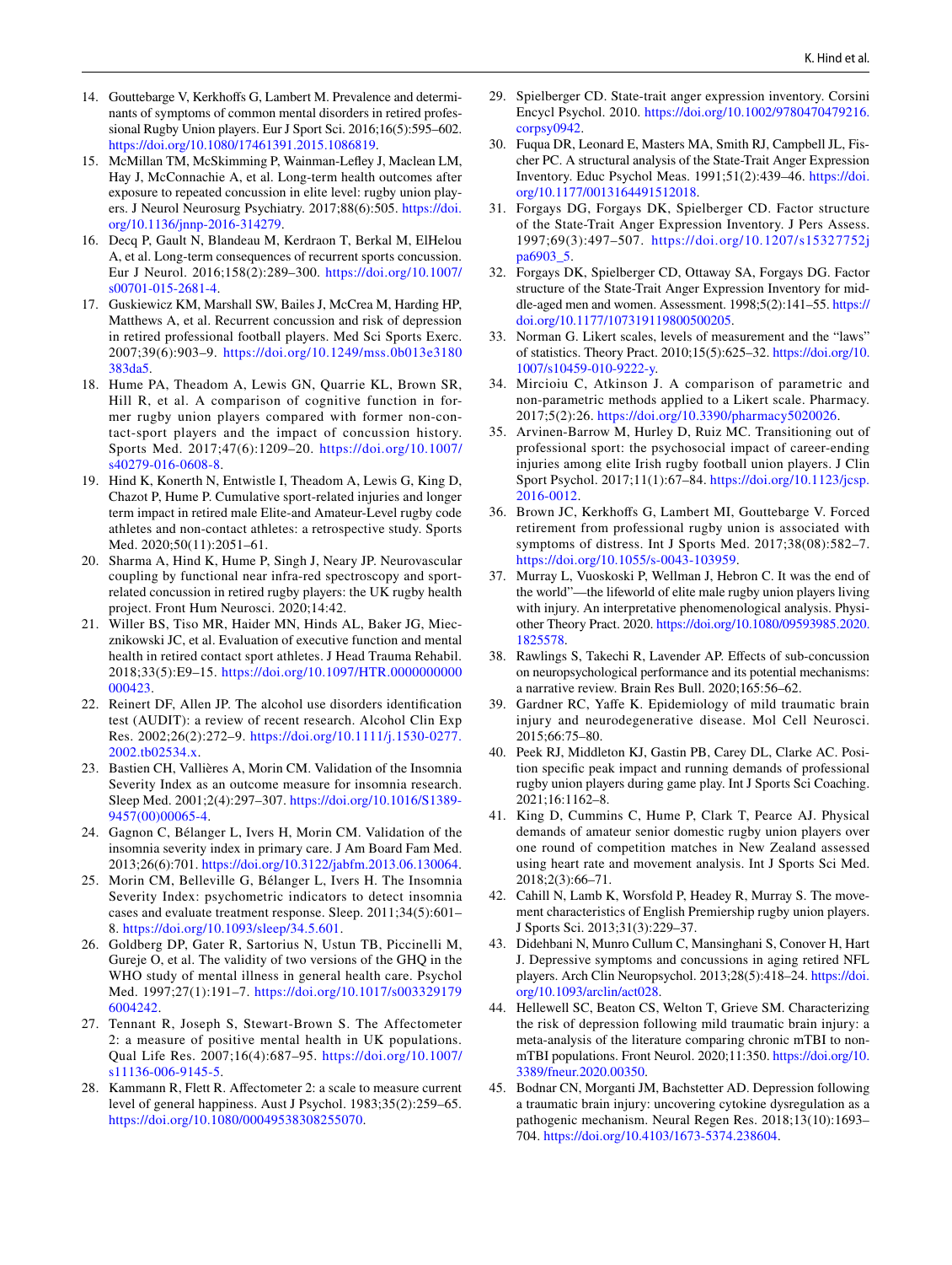14. Gouttebarge V, Kerkhoffs G, Lambert M. Prevalence and determinants of symptoms of common mental disorders in retired professional Rugby Union players. Eur J Sport Sci. 2016;16(5):595–602. https://doi.org/10.1080/17461391.2015.1086819.
15. McMillan TM, McSkimming P, Wainman-Lefley J, Maclean LM, Hay J, McConnachie A, et al. Long-term health outcomes after exposure to repeated concussion in elite level: rugby union players. J Neurol Neurosurg Psychiatry. 2017;88(6):505. https://doi.org/10.1136/jnnp-2016-314279.
16. Decq P, Gault N, Blandeau M, Kerdraon T, Berkal M, ElHelou A, et al. Long-term consequences of recurrent sports concussion. Eur J Neurol. 2016;158(2):289–300. https://doi.org/10.1007/s00701-015-2681-4.
17. Guskiewicz KM, Marshall SW, Bailes J, McCrea M, Harding HP, Matthews A, et al. Recurrent concussion and risk of depression in retired professional football players. Med Sci Sports Exerc. 2007;39(6):903–9. https://doi.org/10.1249/mss.0b013e3180383da5.
18. Hume PA, Theadom A, Lewis GN, Quarrie KL, Brown SR, Hill R, et al. A comparison of cognitive function in former rugby union players compared with former non-contact-sport players and the impact of concussion history. Sports Med. 2017;47(6):1209–20. https://doi.org/10.1007/s40279-016-0608-8.
19. Hind K, Konerth N, Entwistle I, Theadom A, Lewis G, King D, Chazot P, Hume P. Cumulative sport-related injuries and longer term impact in retired male Elite-and Amateur-Level rugby code athletes and non-contact athletes: a retrospective study. Sports Med. 2020;50(11):2051–61.
20. Sharma A, Hind K, Hume P, Singh J, Neary JP. Neurovascular coupling by functional near infra-red spectroscopy and sport-related concussion in retired rugby players: the UK rugby health project. Front Hum Neurosci. 2020;14:42.
21. Willer BS, Tiso MR, Haider MN, Hinds AL, Baker JG, Miecznikowski JC, et al. Evaluation of executive function and mental health in retired contact sport athletes. J Head Trauma Rehabil. 2018;33(5):E9–15. https://doi.org/10.1097/HTR.0000000000000423.
22. Reinert DF, Allen JP. The alcohol use disorders identification test (AUDIT): a review of recent research. Alcohol Clin Exp Res. 2002;26(2):272–9. https://doi.org/10.1111/j.1530-0277.2002.tb02534.x.
23. Bastien CH, Vallières A, Morin CM. Validation of the Insomnia Severity Index as an outcome measure for insomnia research. Sleep Med. 2001;2(4):297–307. https://doi.org/10.1016/S1389-9457(00)00065-4.
24. Gagnon C, Bélanger L, Ivers H, Morin CM. Validation of the insomnia severity index in primary care. J Am Board Fam Med. 2013;26(6):701. https://doi.org/10.3122/jabfm.2013.06.130064.
25. Morin CM, Belleville G, Bélanger L, Ivers H. The Insomnia Severity Index: psychometric indicators to detect insomnia cases and evaluate treatment response. Sleep. 2011;34(5):601–8. https://doi.org/10.1093/sleep/34.5.601.
26. Goldberg DP, Gater R, Sartorius N, Ustun TB, Piccinelli M, Gureje O, et al. The validity of two versions of the GHQ in the WHO study of mental illness in general health care. Psychol Med. 1997;27(1):191–7. https://doi.org/10.1017/s0033291796004242.
27. Tennant R, Joseph S, Stewart-Brown S. The Affectometer 2: a measure of positive mental health in UK populations. Qual Life Res. 2007;16(4):687–95. https://doi.org/10.1007/s11136-006-9145-5.
28. Kammann R, Flett R. Affectometer 2: a scale to measure current level of general happiness. Aust J Psychol. 1983;35(2):259–65. https://doi.org/10.1080/00049538308255070.
29. Spielberger CD. State-trait anger expression inventory. Corsini Encycl Psychol. 2010. https://doi.org/10.1002/9780470479216.corpsy0942.
30. Fuqua DR, Leonard E, Masters MA, Smith RJ, Campbell JL, Fischer PC. A structural analysis of the State-Trait Anger Expression Inventory. Educ Psychol Meas. 1991;51(2):439–46. https://doi.org/10.1177/0013164491512018.
31. Forgays DG, Forgays DK, Spielberger CD. Factor structure of the State-Trait Anger Expression Inventory. J Pers Assess. 1997;69(3):497–507. https://doi.org/10.1207/s15327752jpa6903_5.
32. Forgays DK, Spielberger CD, Ottaway SA, Forgays DG. Factor structure of the State-Trait Anger Expression Inventory for middle-aged men and women. Assessment. 1998;5(2):141–55. https://doi.org/10.1177/107319119800500205.
33. Norman G. Likert scales, levels of measurement and the "laws" of statistics. Theory Pract. 2010;15(5):625–32. https://doi.org/10.1007/s10459-010-9222-y.
34. Mircioiu C, Atkinson J. A comparison of parametric and non-parametric methods applied to a Likert scale. Pharmacy. 2017;5(2):26. https://doi.org/10.3390/pharmacy5020026.
35. Arvinen-Barrow M, Hurley D, Ruiz MC. Transitioning out of professional sport: the psychosocial impact of career-ending injuries among elite Irish rugby football union players. J Clin Sport Psychol. 2017;11(1):67–84. https://doi.org/10.1123/jcsp.2016-0012.
36. Brown JC, Kerkhoffs G, Lambert MI, Gouttebarge V. Forced retirement from professional rugby union is associated with symptoms of distress. Int J Sports Med. 2017;38(08):582–7. https://doi.org/10.1055/s-0043-103959.
37. Murray L, Vuoskoski P, Wellman J, Hebron C. It was the end of the world"—the lifeworld of elite male rugby union players living with injury. An interpretative phenomenological analysis. Physiother Theory Pract. 2020. https://doi.org/10.1080/09593985.2020.1825578.
38. Rawlings S, Takechi R, Lavender AP. Effects of sub-concussion on neuropsychological performance and its potential mechanisms: a narrative review. Brain Res Bull. 2020;165:56–62.
39. Gardner RC, Yaffe K. Epidemiology of mild traumatic brain injury and neurodegenerative disease. Mol Cell Neurosci. 2015;66:75–80.
40. Peek RJ, Middleton KJ, Gastin PB, Carey DL, Clarke AC. Position specific peak impact and running demands of professional rugby union players during game play. Int J Sports Sci Coaching. 2021;16:1162–8.
41. King D, Cummins C, Hume P, Clark T, Pearce AJ. Physical demands of amateur senior domestic rugby union players over one round of competition matches in New Zealand assessed using heart rate and movement analysis. Int J Sports Sci Med. 2018;2(3):66–71.
42. Cahill N, Lamb K, Worsfold P, Headey R, Murray S. The movement characteristics of English Premiership rugby union players. J Sports Sci. 2013;31(3):229–37.
43. Didehbani N, Munro Cullum C, Mansinghani S, Conover H, Hart J. Depressive symptoms and concussions in aging retired NFL players. Arch Clin Neuropsychol. 2013;28(5):418–24. https://doi.org/10.1093/arclin/act028.
44. Hellewell SC, Beaton CS, Welton T, Grieve SM. Characterizing the risk of depression following mild traumatic brain injury: a meta-analysis of the literature comparing chronic mTBI to non-mTBI populations. Front Neurol. 2020;11:350. https://doi.org/10.3389/fneur.2020.00350.
45. Bodnar CN, Morganti JM, Bachstetter AD. Depression following a traumatic brain injury: uncovering cytokine dysregulation as a pathogenic mechanism. Neural Regen Res. 2018;13(10):1693–704. https://doi.org/10.4103/1673-5374.238604.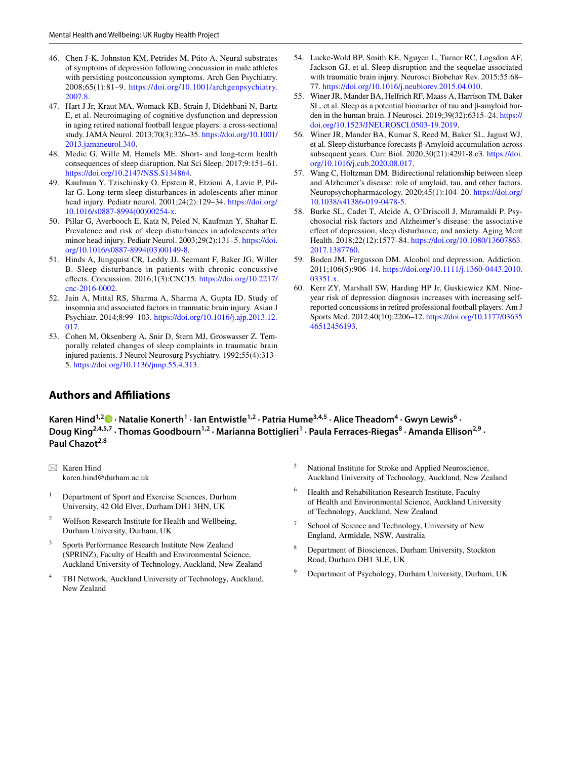46. Chen J-K, Johnston KM, Petrides M, Ptito A. Neural substrates of symptoms of depression following concussion in male athletes with persisting postconcussion symptoms. Arch Gen Psychiatry. 2008;65(1):81–9. https://doi.org/10.1001/archgenpsychiatry.2007.8.
47. Hart J Jr, Kraut MA, Womack KB, Strain J, Didehbani N, Bartz E, et al. Neuroimaging of cognitive dysfunction and depression in aging retired national football league players: a cross-sectional study. JAMA Neurol. 2013;70(3):326–35. https://doi.org/10.1001/2013.jamaneurol.340.
48. Medic G, Wille M, Hemels ME. Short- and long-term health consequences of sleep disruption. Nat Sci Sleep. 2017;9:151–61. https://doi.org/10.2147/NSS.S134864.
49. Kaufman Y, Tzischinsky O, Epstein R, Etzioni A, Lavie P, Pillar G. Long-term sleep disturbances in adolescents after minor head injury. Pediatr neurol. 2001;24(2):129–34. https://doi.org/10.1016/s0887-8994(00)00254-x.
50. Pillar G, Averbooch E, Katz N, Peled N, Kaufman Y, Shahar E. Prevalence and risk of sleep disturbances in adolescents after minor head injury. Pediatr Neurol. 2003;29(2):131–5. https://doi.org/10.1016/s0887-8994(03)00149-8.
51. Hinds A, Jungquist CR, Leddy JJ, Seemant F, Baker JG, Willer B. Sleep disturbance in patients with chronic concussive effects. Concussion. 2016;1(3):CNC15. https://doi.org/10.2217/cnc-2016-0002.
52. Jain A, Mittal RS, Sharma A, Sharma A, Gupta ID. Study of insomnia and associated factors in traumatic brain injury. Asian J Psychiatr. 2014;8:99–103. https://doi.org/10.1016/j.ajp.2013.12.017.
53. Cohen M, Oksenberg A, Snir D, Stern MJ, Groswasser Z. Temporally related changes of sleep complaints in traumatic brain injured patients. J Neurol Neurosurg Psychiatry. 1992;55(4):313–5. https://doi.org/10.1136/jnnp.55.4.313.
54. Lucke-Wold BP, Smith KE, Nguyen L, Turner RC, Logsdon AF, Jackson GJ, et al. Sleep disruption and the sequelae associated with traumatic brain injury. Neurosci Biobehav Rev. 2015;55:68–77. https://doi.org/10.1016/j.neubiorev.2015.04.010.
55. Winer JR, Mander BA, Helfrich RF, Maass A, Harrison TM, Baker SL, et al. Sleep as a potential biomarker of tau and β-amyloid burden in the human brain. J Neurosci. 2019;39(32):6315–24. https://doi.org/10.1523/JNEUROSCI.0503-19.2019.
56. Winer JR, Mander BA, Kumar S, Reed M, Baker SL, Jagust WJ, et al. Sleep disturbance forecasts β-Amyloid accumulation across subsequent years. Curr Biol. 2020;30(21):4291-8.e3. https://doi.org/10.1016/j.cub.2020.08.017.
57. Wang C, Holtzman DM. Bidirectional relationship between sleep and Alzheimer's disease: role of amyloid, tau, and other factors. Neuropsychopharmacology. 2020;45(1):104–20. https://doi.org/10.1038/s41386-019-0478-5.
58. Burke SL, Cadet T, Alcide A, O'Driscoll J, Maramaldi P. Psychosocial risk factors and Alzheimer's disease: the associative effect of depression, sleep disturbance, and anxiety. Aging Ment Health. 2018;22(12):1577–84. https://doi.org/10.1080/13607863.2017.1387760.
59. Boden JM, Fergusson DM. Alcohol and depression. Addiction. 2011;106(5):906–14. https://doi.org/10.1111/j.1360-0443.2010.03351.x.
60. Kerr ZY, Marshall SW, Harding HP Jr, Guskiewicz KM. Nine-year risk of depression diagnosis increases with increasing self-reported concussions in retired professional football players. Am J Sports Med. 2012;40(10):2206–12. https://doi.org/10.1177/0363546512456193.

## Authors and Affiliations

**Karen Hind[1,2] · Natalie Konerth[1] · Ian Entwistle[1,2] · Patria Hume[3,4,5] · Alice Theadom[4] · Gwyn Lewis[6] · Doug King[2,4,5,7] · Thomas Goodbourn[1,2] · Marianna Bottiglieri[1] · Paula Ferraces-Riegas[8] · Amanda Ellison[2,9] · Paul Chazot[2,8]**

✉ Karen Hind
karen.hind@durham.ac.uk

1 Department of Sport and Exercise Sciences, Durham University, 42 Old Elvet, Durham DH1 3HN, UK

2 Wolfson Research Institute for Health and Wellbeing, Durham University, Durham, UK

3 Sports Performance Research Institute New Zealand (SPRINZ), Faculty of Health and Environmental Science, Auckland University of Technology, Auckland, New Zealand

4 TBI Network, Auckland University of Technology, Auckland, New Zealand

5 National Institute for Stroke and Applied Neuroscience, Auckland University of Technology, Auckland, New Zealand

6 Health and Rehabilitation Research Institute, Faculty of Health and Environmental Science, Auckland University of Technology, Auckland, New Zealand

7 School of Science and Technology, University of New England, Armidale, NSW, Australia

8 Department of Biosciences, Durham University, Stockton Road, Durham DH1 3LE, UK

9 Department of Psychology, Durham University, Durham, UK